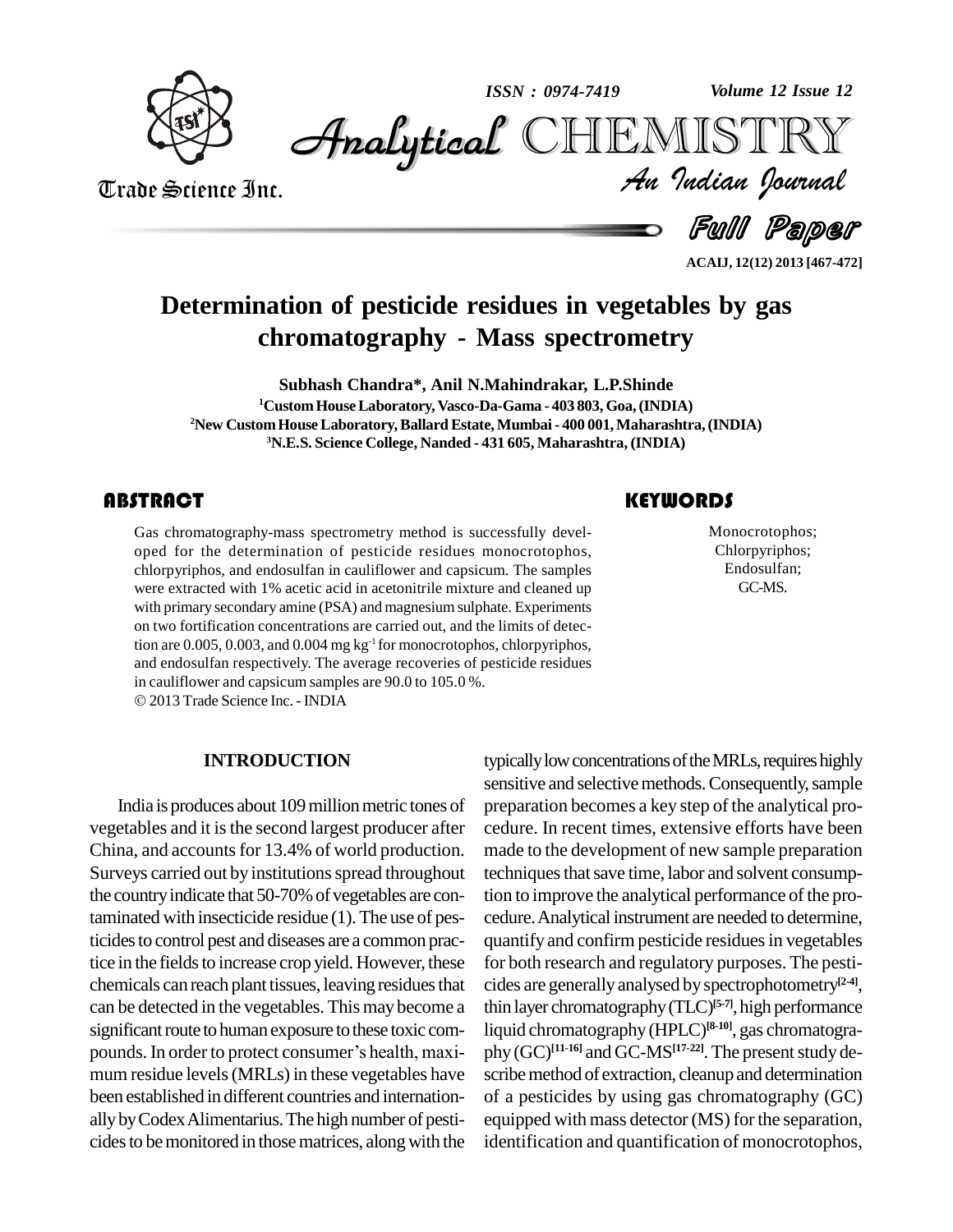# Determination of pesticide residues in vegetables by gas chromatography - Mass spectrometry

**Subhash Chandra*, Anil N.Mahindrakar, L.P.Shinde**

[1]Custom House Laboratory, Vasco-Da-Gama - 403 803, Goa, (INDIA)
[2]New Custom House Laboratory, Ballard Estate, Mumbai - 400 001, Maharashtra, (INDIA)
[3]N.E.S. Science College, Nanded - 431 605, Maharashtra, (INDIA)

## ABSTRACT

Gas chromatography-mass spectrometry method is successfully developed for the determination of pesticide residues monocrotophos, chlorpyriphos, and endosulfan in cauliflower and capsicum. The samples were extracted with 1% acetic acid in acetonitrile mixture and cleaned up with primary secondary amine (PSA) and magnesium sulphate. Experiments on two fortification concentrations are carried out, and the limits of detection are 0.005, 0.003, and 0.004 mg kg$^{-1}$ for monocrotophos, chlorpyriphos, and endosulfan respectively. The average recoveries of pesticide residues in cauliflower and capsicum samples are 90.0 to 105.0 %.

© 2013 Trade Science Inc. - INDIA

## KEYWORDS

Monocrotophos;
Chlorpyriphos;
Endosulfan;
GC-MS.

## INTRODUCTION

India is produces about 109 million metric tones of vegetables and it is the second largest producer after China, and accounts for 13.4% of world production. Surveys carried out by institutions spread throughout the country indicate that 50-70% of vegetables are contaminated with insecticide residue (1). The use of pesticides to control pest and diseases are a common practice in the fields to increase crop yield. However, these chemicals can reach plant tissues, leaving residues that can be detected in the vegetables. This may become a significant route to human exposure to these toxic compounds. In order to protect consumer's health, maximum residue levels (MRLs) in these vegetables have been established in different countries and internationally by Codex Alimentarius. The high number of pesticides to be monitored in those matrices, along with the typically low concentrations of the MRLs, requires highly sensitive and selective methods. Consequently, sample preparation becomes a key step of the analytical procedure. In recent times, extensive efforts have been made to the development of new sample preparation techniques that save time, labor and solvent consumption to improve the analytical performance of the procedure. Analytical instrument are needed to determine, quantify and confirm pesticide residues in vegetables for both research and regulatory purposes. The pesticides are generally analysed by spectrophotometry[2-4], thin layer chromatography (TLC)[5-7], high performance liquid chromatography (HPLC)[8-10], gas chromatography (GC)[11-16] and GC-MS[17-22]. The present study describe method of extraction, cleanup and determination of a pesticides by using gas chromatography (GC) equipped with mass detector (MS) for the separation, identification and quantification of monocrotophos,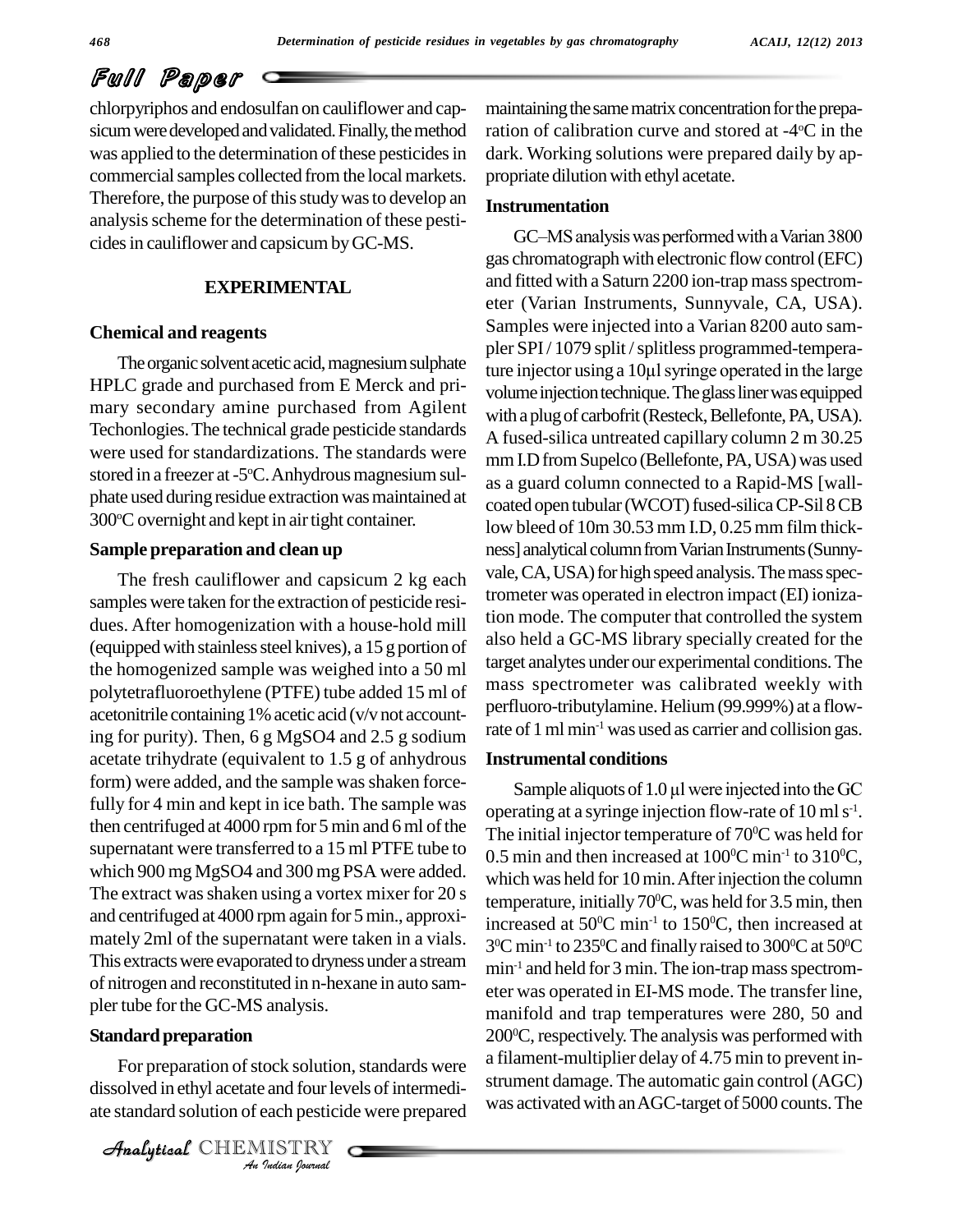chlorpyriphos and endosulfan on cauliflower and capsicum were developed and validated. Finally, the method was applied to the determination of these pesticides in commercial samples collected from the local markets. Therefore, the purpose of this study was to develop an analysis scheme for the determination of these pesticides in cauliflower and capsicum by GC-MS.

## EXPERIMENTAL

### Chemical and reagents

The organic solvent acetic acid, magnesium sulphate HPLC grade and purchased from E Merck and primary secondary amine purchased from Agilent Techonlogies. The technical grade pesticide standards were used for standardizations. The standards were stored in a freezer at -5°C. Anhydrous magnesium sulphate used during residue extraction was maintained at 300°C overnight and kept in air tight container.

### Sample preparation and clean up

The fresh cauliflower and capsicum 2 kg each samples were taken for the extraction of pesticide residues. After homogenization with a house-hold mill (equipped with stainless steel knives), a 15 g portion of the homogenized sample was weighed into a 50 ml polytetrafluoroethylene (PTFE) tube added 15 ml of acetonitrile containing 1% acetic acid (v/v not accounting for purity). Then, 6 g $MgSO_4$ and 2.5 g sodium acetate trihydrate (equivalent to 1.5 g of anhydrous form) were added, and the sample was shaken forcefully for 4 min and kept in ice bath. The sample was then centrifuged at 4000 rpm for 5 min and 6 ml of the supernatant were transferred to a 15 ml PTFE tube to which 900 mg $MgSO_4$ and 300 mg PSA were added. The extract was shaken using a vortex mixer for 20 s and centrifuged at 4000 rpm again for 5 min., approximately 2ml of the supernatant were taken in a vials. This extracts were evaporated to dryness under a stream of nitrogen and reconstituted in n-hexane in auto sampler tube for the GC-MS analysis.

### Standard preparation

For preparation of stock solution, standards were dissolved in ethyl acetate and four levels of intermediate standard solution of each pesticide were prepared maintaining the same matrix concentration for the preparation of calibration curve and stored at -4°C in the dark. Working solutions were prepared daily by appropriate dilution with ethyl acetate.

### Instrumentation

GC–MS analysis was performed with a Varian 3800 gas chromatograph with electronic flow control (EFC) and fitted with a Saturn 2200 ion-trap mass spectrometer (Varian Instruments, Sunnyvale, CA, USA). Samples were injected into a Varian 8200 auto sampler SPI / 1079 split / splitless programmed-temperature injector using a 10µl syringe operated in the large volume injection technique. The glass liner was equipped with a plug of carbofrit (Resteck, Bellefonte, PA, USA). A fused-silica untreated capillary column 2 m 30.25 mm I.D from Supelco (Bellefonte, PA, USA) was used as a guard column connected to a Rapid-MS [wall-coated open tubular (WCOT) fused-silica CP-Sil 8 CB low bleed of 10m 30.53 mm I.D, 0.25 mm film thickness] analytical column from Varian Instruments (Sunnyvale, CA, USA) for high speed analysis. The mass spectrometer was operated in electron impact (EI) ionization mode. The computer that controlled the system also held a GC-MS library specially created for the target analytes under our experimental conditions. The mass spectrometer was calibrated weekly with perfluoro-tributylamine. Helium (99.999%) at a flow-rate of 1 ml $min^{-1}$ was used as carrier and collision gas.

### Instrumental conditions

Sample aliquots of 1.0 µl were injected into the GC operating at a syringe injection flow-rate of 10 ml $s^{-1}$. The initial injector temperature of 70°C was held for 0.5 min and then increased at 100°C $min^{-1}$ to 310°C, which was held for 10 min. After injection the column temperature, initially 70°C, was held for 3.5 min, then increased at 50°C $min^{-1}$ to 150°C, then increased at 3°C $min^{-1}$ to 235°C and finally raised to 300°C at 50°C $min^{-1}$ and held for 3 min. The ion-trap mass spectrometer was operated in EI-MS mode. The transfer line, manifold and trap temperatures were 280, 50 and 200°C, respectively. The analysis was performed with a filament-multiplier delay of 4.75 min to prevent instrument damage. The automatic gain control (AGC) was activated with an AGC-target of 5000 counts. The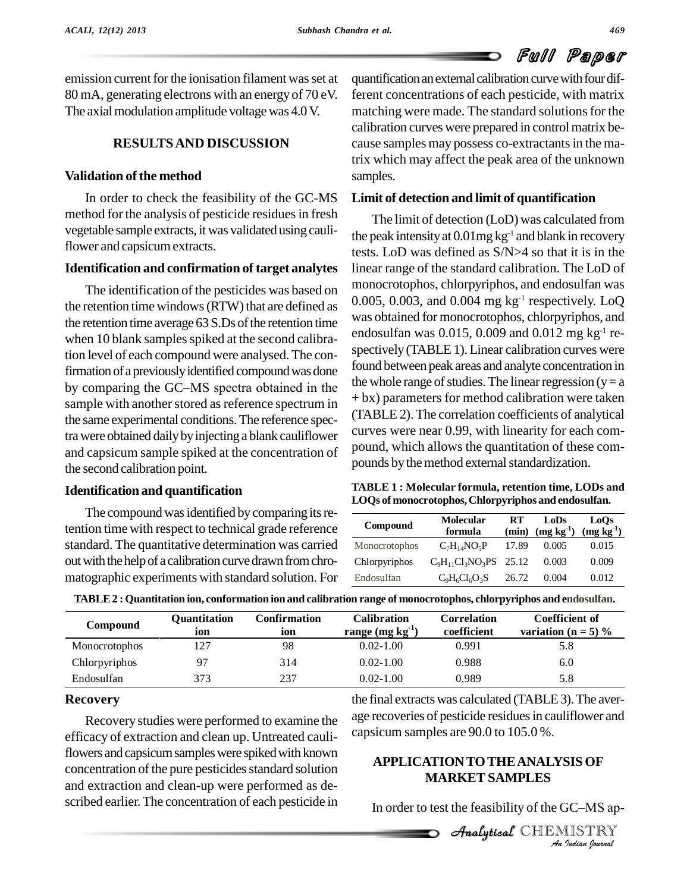emission current for the ionisation filament was set at 80 mA, generating electrons with an energy of 70 eV. The axial modulation amplitude voltage was 4.0 V.

## RESULTS AND DISCUSSION

### Validation of the method

In order to check the feasibility of the GC-MS method for the analysis of pesticide residues in fresh vegetable sample extracts, it was validated using cauliflower and capsicum extracts.

### Identification and confirmation of target analytes

The identification of the pesticides was based on the retention time windows (RTW) that are defined as the retention time average 63 S.Ds of the retention time when 10 blank samples spiked at the second calibration level of each compound were analysed. The confirmation of a previously identified compound was done by comparing the GC–MS spectra obtained in the sample with another stored as reference spectrum in the same experimental conditions. The reference spectra were obtained daily by injecting a blank cauliflower and capsicum sample spiked at the concentration of the second calibration point.

### Identification and quantification

The compound was identified by comparing its retention time with respect to technical grade reference standard. The quantitative determination was carried out with the help of a calibration curve drawn from chromatographic experiments with standard solution. For quantification an external calibration curve with four different concentrations of each pesticide, with matrix matching were made. The standard solutions for the calibration curves were prepared in control matrix because samples may possess co-extractants in the matrix which may affect the peak area of the unknown samples.

### Limit of detection and limit of quantification

The limit of detection (LoD) was calculated from the peak intensity at 0.01mg kg$^{-1}$ and blank in recovery tests. LoD was defined as S/N>4 so that it is in the linear range of the standard calibration. The LoD of monocrotophos, chlorpyriphos, and endosulfan was 0.005, 0.003, and 0.004 mg kg$^{-1}$ respectively. LoQ was obtained for monocrotophos, chlorpyriphos, and endosulfan was 0.015, 0.009 and 0.012 mg kg$^{-1}$ respectively (TABLE 1). Linear calibration curves were found between peak areas and analyte concentration in the whole range of studies. The linear regression ($y = a + bx$) parameters for method calibration were taken (TABLE 2). The correlation coefficients of analytical curves were near 0.99, with linearity for each compound, which allows the quantitation of these compounds by the method external standardization.

**TABLE 1 : Molecular formula, retention time, LODs and LOQs of monocrotophos, Chlorpyriphos and endosulfan.**

| Compound | Molecular formula | RT (min) | LoDs (mg kg$^{-1}$) | LoQs (mg kg$^{-1}$) |
|---|---|---|---|---|
| Monocrotophos | $C_7H_{14}NO_5P$ | 17.89 | 0.005 | 0.015 |
| Chlorpyriphos | $C_9H_{11}Cl_3NO_3PS$ | 25.12 | 0.003 | 0.009 |
| Endosulfan | $C_9H_6Cl_6O_3S$ | 26.72 | 0.004 | 0.012 |

**TABLE 2 : Quantitation ion, conformation ion and calibration range of monocrotophos, chlorpyriphos and endosulfan.**

| Compound | Quantitation ion | Confirmation ion | Calibration range (mg kg$^{-1}$) | Correlation coefficient | Coefficient of variation (n = 5) % |
|---|---|---|---|---|---|
| Monocrotophos | 127 | 98 | 0.02-1.00 | 0.991 | 5.8 |
| Chlorpyriphos | 97 | 314 | 0.02-1.00 | 0.988 | 6.0 |
| Endosulfan | 373 | 237 | 0.02-1.00 | 0.989 | 5.8 |

### Recovery

Recovery studies were performed to examine the efficacy of extraction and clean up. Untreated cauliflowers and capsicum samples were spiked with known concentration of the pure pesticides standard solution and extraction and clean-up were performed as described earlier. The concentration of each pesticide in the final extracts was calculated (TABLE 3). The average recoveries of pesticide residues in cauliflower and capsicum samples are 90.0 to 105.0 %.

## APPLICATION TO THE ANALYSIS OF MARKET SAMPLES

In order to test the feasibility of the GC–MS ap-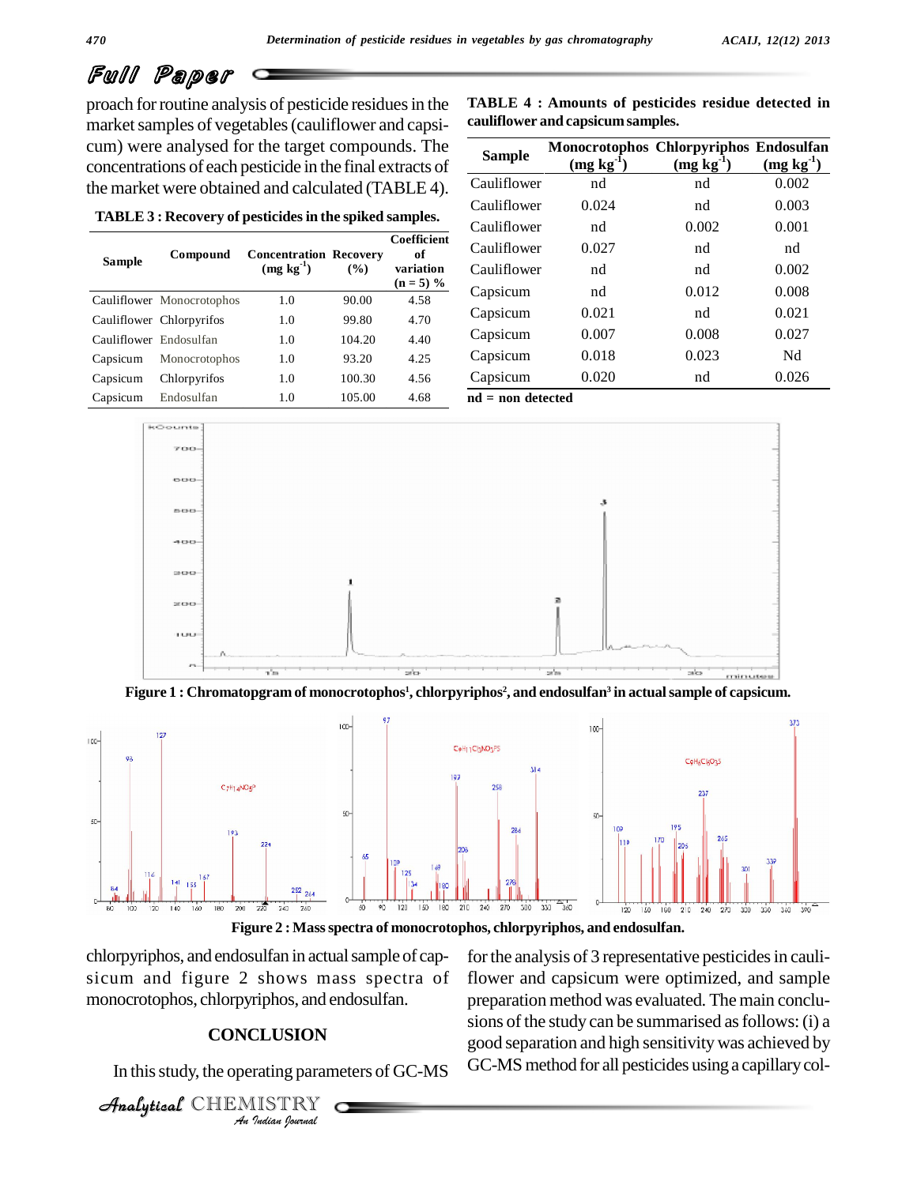proach for routine analysis of pesticide residues in the market samples of vegetables (cauliflower and capsicum) were analysed for the target compounds. The concentrations of each pesticide in the final extracts of the market were obtained and calculated (TABLE 4).

**TABLE 3 : Recovery of pesticides in the spiked samples.**

| Sample | Compound | Concentration (mg kg$^{-1}$) | Recovery (%) | Coefficient of variation (n = 5) % |
|---|---|---|---|---|
| Cauliflower | Monocrotophos | 1.0 | 90.00 | 4.58 |
| Cauliflower | Chlorpyrifos | 1.0 | 99.80 | 4.70 |
| Cauliflower | Endosulfan | 1.0 | 104.20 | 4.40 |
| Capsicum | Monocrotophos | 1.0 | 93.20 | 4.25 |
| Capsicum | Chlorpyrifos | 1.0 | 100.30 | 4.56 |
| Capsicum | Endosulfan | 1.0 | 105.00 | 4.68 |

**TABLE 4 : Amounts of pesticides residue detected in cauliflower and capsicum samples.**

| Sample | Monocrotophos (mg kg$^{-1}$) | Chlorpyriphos (mg kg$^{-1}$) | Endosulfan (mg kg$^{-1}$) |
|---|---|---|---|
| Cauliflower | nd | nd | 0.002 |
| Cauliflower | 0.024 | nd | 0.003 |
| Cauliflower | nd | 0.002 | 0.001 |
| Cauliflower | 0.027 | nd | nd |
| Cauliflower | nd | nd | 0.002 |
| Capsicum | nd | 0.012 | 0.008 |
| Capsicum | 0.021 | nd | 0.021 |
| Capsicum | 0.007 | 0.008 | 0.027 |
| Capsicum | 0.018 | 0.023 | Nd |
| Capsicum | 0.020 | nd | 0.026 |

**nd = non detected**

**Figure 1 : Chromatopgram of monocrotophos[1], chlorpyriphos[2], and endosulfan[3] in actual sample of capsicum.**

**Figure 2 : Mass spectra of monocrotophos, chlorpyriphos, and endosulfan.**

chlorpyriphos, and endosulfan in actual sample of capsicum and figure 2 shows mass spectra of monocrotophos, chlorpyriphos, and endosulfan.

## CONCLUSION

In this study, the operating parameters of GC-MS for the analysis of 3 representative pesticides in cauliflower and capsicum were optimized, and sample preparation method was evaluated. The main conclusions of the study can be summarised as follows: (i) a good separation and high sensitivity was achieved by GC-MS method for all pesticides using a capillary col-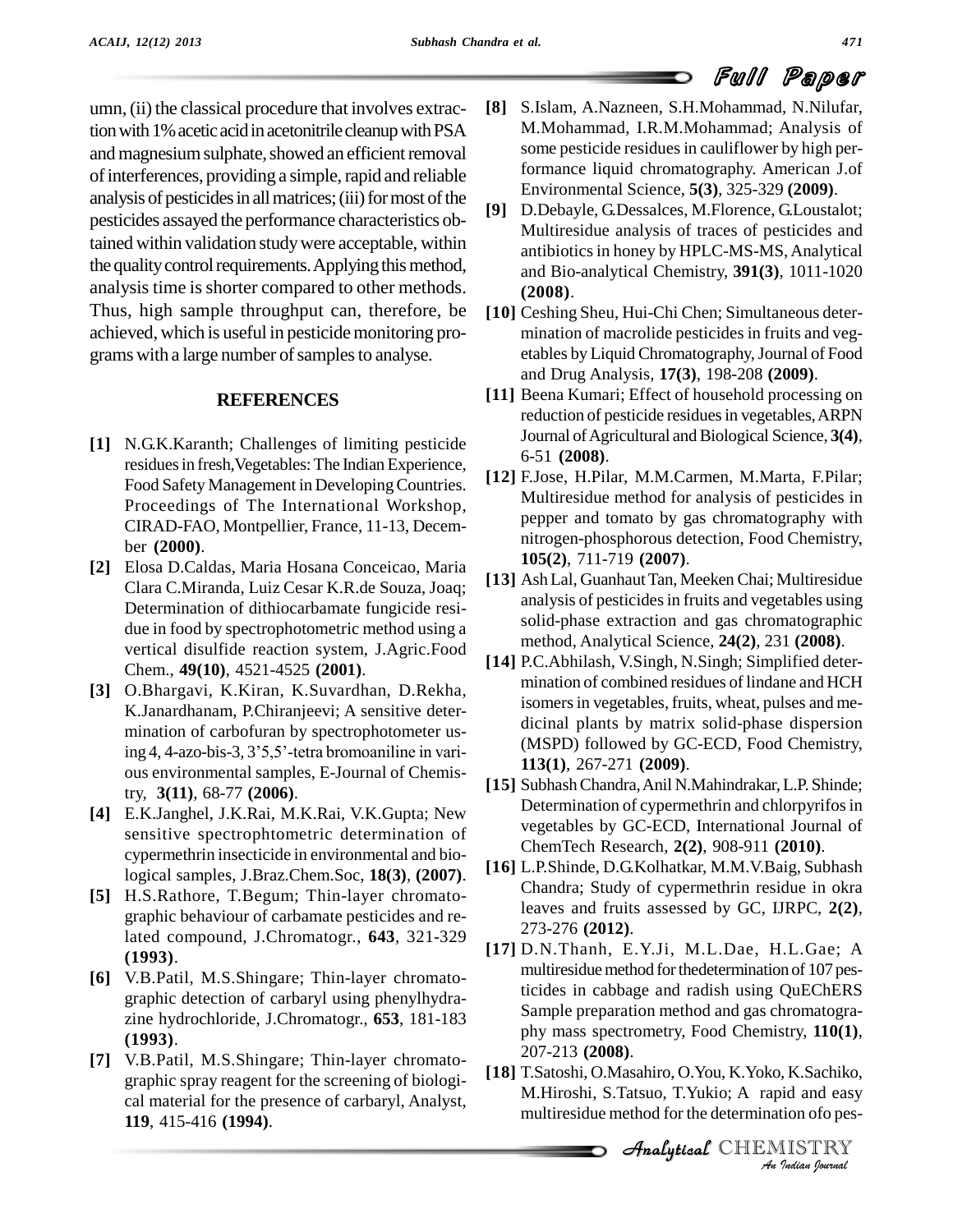umn, (ii) the classical procedure that involves extraction with 1% acetic acid in acetonitrile cleanup with PSA and magnesium sulphate, showed an efficient removal of interferences, providing a simple, rapid and reliable analysis of pesticides in all matrices; (iii) for most of the pesticides assayed the performance characteristics obtained within validation study were acceptable, within the quality control requirements. Applying this method, analysis time is shorter compared to other methods. Thus, high sample throughput can, therefore, be achieved, which is useful in pesticide monitoring programs with a large number of samples to analyse.

## REFERENCES

**[1]** N.G.K.Karanth; Challenges of limiting pesticide residues in fresh,Vegetables: The Indian Experience, Food Safety Management in Developing Countries. Proceedings of The International Workshop, CIRAD-FAO, Montpellier, France, 11-13, December **(2000)**.

**[2]** Elosa D.Caldas, Maria Hosana Conceicao, Maria Clara C.Miranda, Luiz Cesar K.R.de Souza, Joaq; Determination of dithiocarbamate fungicide residue in food by spectrophotometric method using a vertical disulfide reaction system, J.Agric.Food Chem., **49(10)**, 4521-4525 **(2001)**.

**[3]** O.Bhargavi, K.Kiran, K.Suvardhan, D.Rekha, K.Janardhanam, P.Chiranjeevi; A sensitive determination of carbofuran by spectrophotometer using 4, 4-azo-bis-3, 3'5,5'-tetra bromoaniline in various environmental samples, E-Journal of Chemistry, **3(11)**, 68-77 **(2006)**.

**[4]** E.K.Janghel, J.K.Rai, M.K.Rai, V.K.Gupta; New sensitive spectrophtometric determination of cypermethrin insecticide in environmental and biological samples, J.Braz.Chem.Soc, **18(3)**, **(2007)**.

**[5]** H.S.Rathore, T.Begum; Thin-layer chromatographic behaviour of carbamate pesticides and related compound, J.Chromatogr., **643**, 321-329 **(1993)**.

**[6]** V.B.Patil, M.S.Shingare; Thin-layer chromatographic detection of carbaryl using phenylhydrazine hydrochloride, J.Chromatogr., **653**, 181-183 **(1993)**.

**[7]** V.B.Patil, M.S.Shingare; Thin-layer chromatographic spray reagent for the screening of biological material for the presence of carbaryl, Analyst, **119**, 415-416 **(1994)**.

**[8]** S.Islam, A.Nazneen, S.H.Mohammad, N.Nilufar, M.Mohammad, I.R.M.Mohammad; Analysis of some pesticide residues in cauliflower by high performance liquid chromatography. American J.of Environmental Science, **5(3)**, 325-329 **(2009)**.

**[9]** D.Debayle, G.Dessalces, M.Florence, G.Loustalot; Multiresidue analysis of traces of pesticides and antibiotics in honey by HPLC-MS-MS, Analytical and Bio-analytical Chemistry, **391(3)**, 1011-1020 **(2008)**.

**[10]** Ceshing Sheu, Hui-Chi Chen; Simultaneous determination of macrolide pesticides in fruits and vegetables by Liquid Chromatography, Journal of Food and Drug Analysis, **17(3)**, 198-208 **(2009)**.

**[11]** Beena Kumari; Effect of household processing on reduction of pesticide residues in vegetables, ARPN Journal of Agricultural and Biological Science, **3(4)**, 6-51 **(2008)**.

**[12]** F.Jose, H.Pilar, M.M.Carmen, M.Marta, F.Pilar; Multiresidue method for analysis of pesticides in pepper and tomato by gas chromatography with nitrogen-phosphorous detection, Food Chemistry, **105(2)**, 711-719 **(2007)**.

**[13]** Ash Lal, Guanhaut Tan, Meeken Chai; Multiresidue analysis of pesticides in fruits and vegetables using solid-phase extraction and gas chromatographic method, Analytical Science, **24(2)**, 231 **(2008)**.

**[14]** P.C.Abhilash, V.Singh, N.Singh; Simplified determination of combined residues of lindane and HCH isomers in vegetables, fruits, wheat, pulses and medicinal plants by matrix solid-phase dispersion (MSPD) followed by GC-ECD, Food Chemistry, **113(1)**, 267-271 **(2009)**.

**[15]** Subhash Chandra, Anil N.Mahindrakar, L.P. Shinde; Determination of cypermethrin and chlorpyrifos in vegetables by GC-ECD, International Journal of ChemTech Research, **2(2)**, 908-911 **(2010)**.

**[16]** L.P.Shinde, D.G.Kolhatkar, M.M.V.Baig, Subhash Chandra; Study of cypermethrin residue in okra leaves and fruits assessed by GC, IJRPC, **2(2)**, 273-276 **(2012)**.

**[17]** D.N.Thanh, E.Y.Ji, M.L.Dae, H.L.Gae; A multiresidue method for thedetermination of 107 pesticides in cabbage and radish using QuEChERS Sample preparation method and gas chromatography mass spectrometry, Food Chemistry, **110(1)**, 207-213 **(2008)**.

**[18]** T.Satoshi, O.Masahiro, O.You, K.Yoko, K.Sachiko, M.Hiroshi, S.Tatsuo, T.Yukio; A rapid and easy multiresidue method for the determination ofo pes-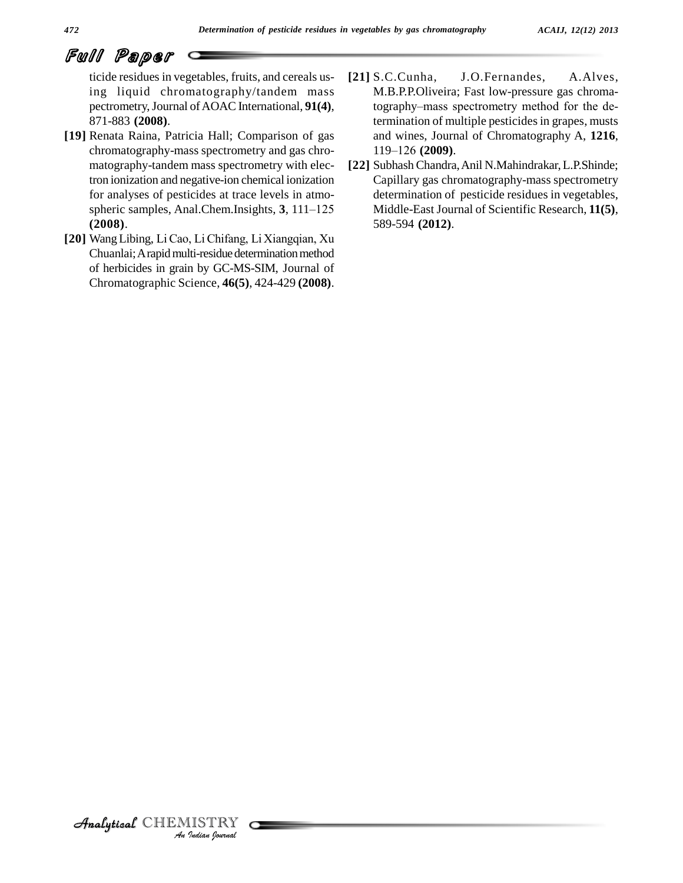ticide residues in vegetables, fruits, and cereals using liquid chromatography/tandem mass pectrometry, Journal of AOAC International, **91(4)**, 871-883 **(2008)**.

**[19]** Renata Raina, Patricia Hall; Comparison of gas chromatography-mass spectrometry and gas chromatography-tandem mass spectrometry with electron ionization and negative-ion chemical ionization for analyses of pesticides at trace levels in atmospheric samples, Anal.Chem.Insights, **3**, 111–125 **(2008)**.

**[20]** Wang Libing, Li Cao, Li Chifang, Li Xiangqian, Xu Chuanlai; A rapid multi-residue determination method of herbicides in grain by GC-MS-SIM, Journal of Chromatographic Science, **46(5)**, 424-429 **(2008)**.

**[21]** S.C.Cunha, J.O.Fernandes, A.Alves, M.B.P.P.Oliveira; Fast low-pressure gas chromatography–mass spectrometry method for the determination of multiple pesticides in grapes, musts and wines, Journal of Chromatography A, **1216**, 119–126 **(2009)**.

**[22]** Subhash Chandra, Anil N.Mahindrakar, L.P.Shinde; Capillary gas chromatography-mass spectrometry determination of pesticide residues in vegetables, Middle-East Journal of Scientific Research, **11(5)**, 589-594 **(2012)**.